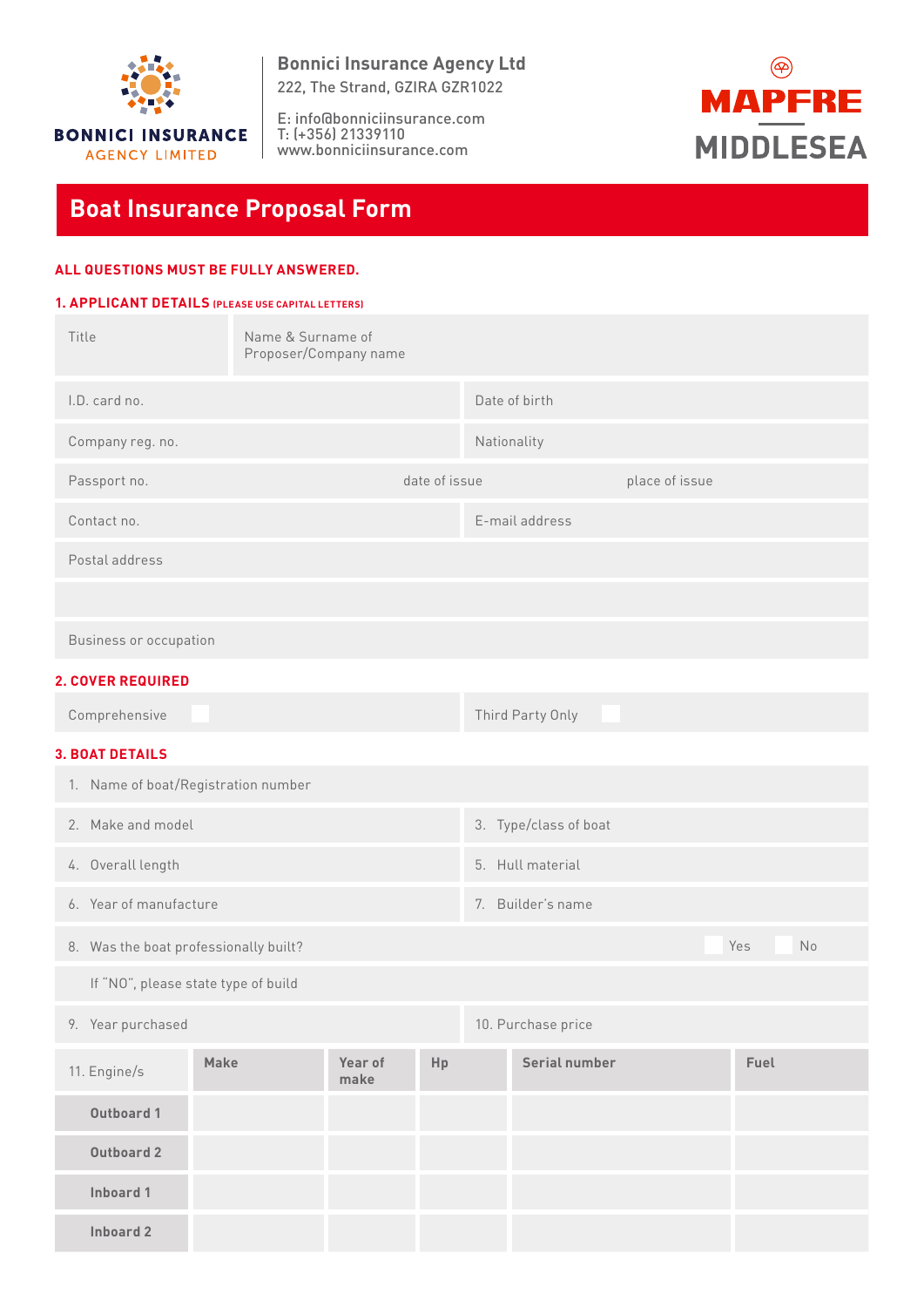**BONNICI INSURANCE**
AGENCY LIMITED

**Bonnici Insurance Agency Ltd**
222, The Strand, GZIRA GZR1022

E: info@bonniciinsurance.com
T: (+356) 21339110
www.bonniciinsurance.com

**MAPFRE**
**MIDDLESEA**

# Boat Insurance Proposal Form

**ALL QUESTIONS MUST BE FULLY ANSWERED.**

## 1. APPLICANT DETAILS (PLEASE USE CAPITAL LETTERS)

| | |
|---|---|
| Title | Name & Surname of Proposer/Company name |
| I.D. card no. | Date of birth |
| Company reg. no. | Nationality |
| Passport no. date of issue place of issue | |
| Contact no. | E-mail address |
| Postal address | |
| | |
| Business or occupation | |

## 2. COVER REQUIRED

| | |
|---|---|
| Comprehensive ☐ | Third Party Only ☐ |

## 3. BOAT DETAILS

| | |
|---|---|
| 1. Name of boat/Registration number | |
| 2. Make and model | 3. Type/class of boat |
| 4. Overall length | 5. Hull material |
| 6. Year of manufacture | 7. Builder's name |
| 8. Was the boat professionally built? ☐ Yes ☐ No | |
| If "NO", please state type of build | |
| 9. Year purchased | 10. Purchase price |

| 11. Engine/s | Make | Year of make | Hp | Serial number | Fuel |
|---|---|---|---|---|---|
| **Outboard 1** | | | | | |
| **Outboard 2** | | | | | |
| **Inboard 1** | | | | | |
| **Inboard 2** | | | | | |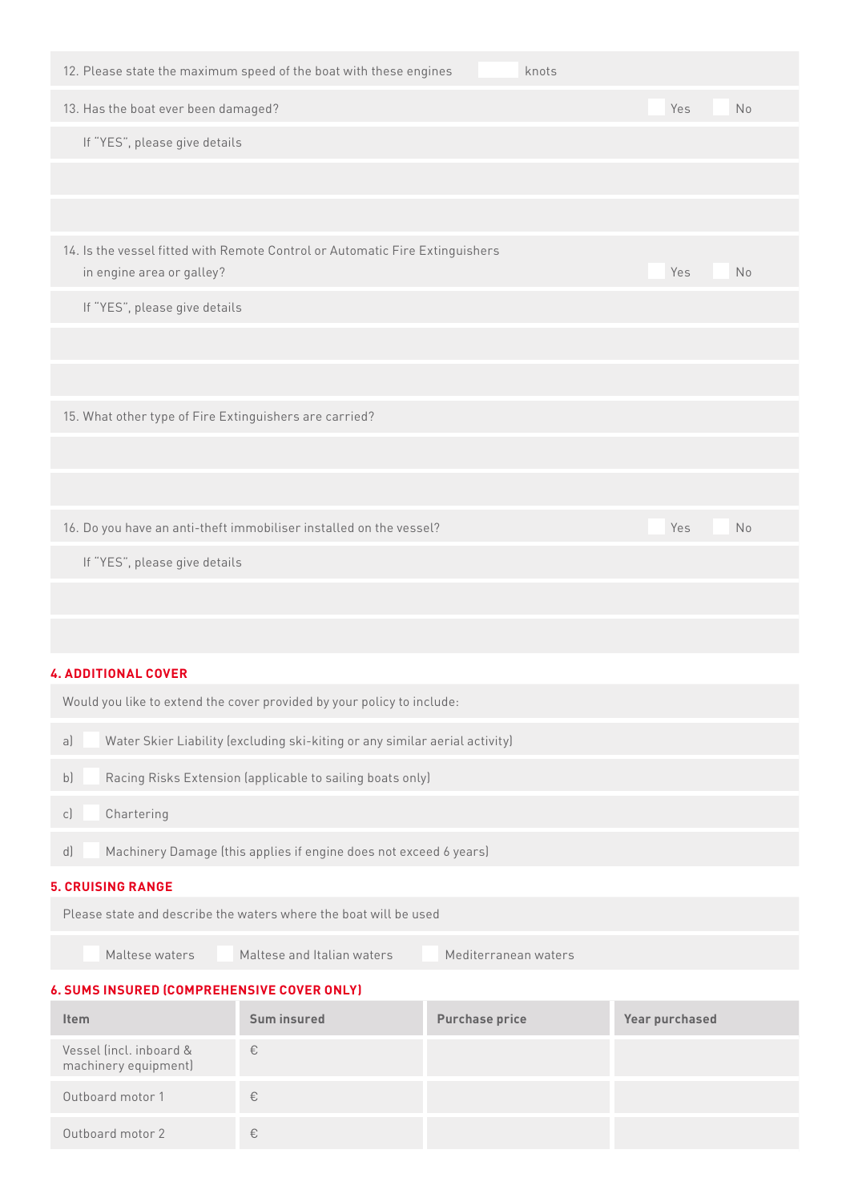12. Please state the maximum speed of the boat with these engines ______ knots

13. Has the boat ever been damaged? ☐ Yes ☐ No

If "YES", please give details

14. Is the vessel fitted with Remote Control or Automatic Fire Extinguishers in engine area or galley? ☐ Yes ☐ No

If "YES", please give details

15. What other type of Fire Extinguishers are carried?

16. Do you have an anti-theft immobiliser installed on the vessel? ☐ Yes ☐ No

If "YES", please give details

## 4. ADDITIONAL COVER

Would you like to extend the cover provided by your policy to include:

a) ☐ Water Skier Liability (excluding ski-kiting or any similar aerial activity)

b) ☐ Racing Risks Extension (applicable to sailing boats only)

c) ☐ Chartering

d) ☐ Machinery Damage (this applies if engine does not exceed 6 years)

## 5. CRUISING RANGE

Please state and describe the waters where the boat will be used

☐ Maltese waters ☐ Maltese and Italian waters ☐ Mediterranean waters

## 6. SUMS INSURED (COMPREHENSIVE COVER ONLY)

| Item | Sum insured | Purchase price | Year purchased |
|---|---|---|---|
| Vessel (incl. inboard & machinery equipment) | € | | |
| Outboard motor 1 | € | | |
| Outboard motor 2 | € | | |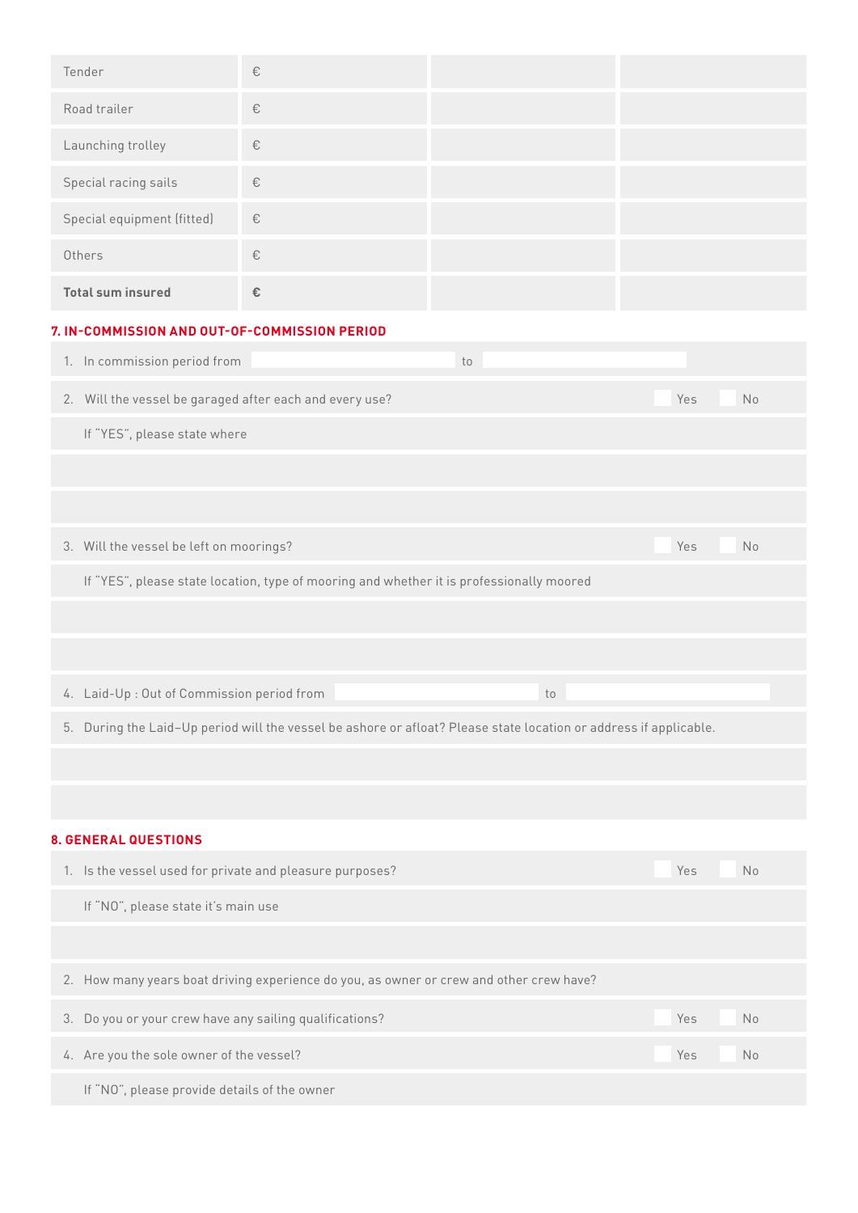| | | | |
|---|---|---|---|
| Tender | € | | |
| Road trailer | € | | |
| Launching trolley | € | | |
| Special racing sails | € | | |
| Special equipment (fitted) | € | | |
| Others | € | | |
| **Total sum insured** | **€** | | |

## 7. IN-COMMISSION AND OUT-OF-COMMISSION PERIOD

1. In commission period from ____________ to ____________
2. Will the vessel be garaged after each and every use? ☐ Yes ☐ No

   If "YES", please state where

3. Will the vessel be left on moorings? ☐ Yes ☐ No

   If "YES", please state location, type of mooring and whether it is professionally moored

4. Laid-Up : Out of Commission period from ____________ to ____________
5. During the Laid–Up period will the vessel be ashore or afloat? Please state location or address if applicable.

## 8. GENERAL QUESTIONS

1. Is the vessel used for private and pleasure purposes? ☐ Yes ☐ No

   If "NO", please state it's main use

2. How many years boat driving experience do you, as owner or crew and other crew have?
3. Do you or your crew have any sailing qualifications? ☐ Yes ☐ No
4. Are you the sole owner of the vessel? ☐ Yes ☐ No

   If "NO", please provide details of the owner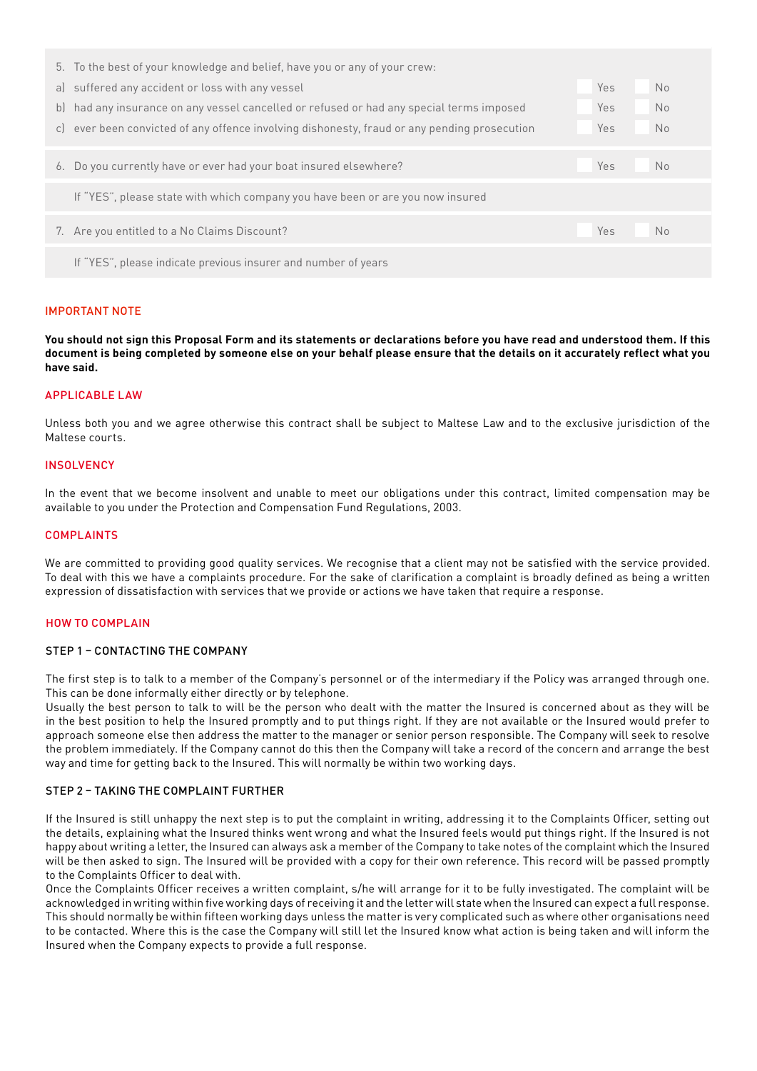5. To the best of your knowledge and belief, have you or any of your crew:

| | | |
|---|---|---|
| a) suffered any accident or loss with any vessel | Yes | No |
| b) had any insurance on any vessel cancelled or refused or had any special terms imposed | Yes | No |
| c) ever been convicted of any offence involving dishonesty, fraud or any pending prosecution | Yes | No |

6. Do you currently have or ever had your boat insured elsewhere? Yes No

If "YES", please state with which company you have been or are you now insured

7. Are you entitled to a No Claims Discount? Yes No

If "YES", please indicate previous insurer and number of years

## IMPORTANT NOTE

**You should not sign this Proposal Form and its statements or declarations before you have read and understood them. If this document is being completed by someone else on your behalf please ensure that the details on it accurately reflect what you have said.**

## APPLICABLE LAW

Unless both you and we agree otherwise this contract shall be subject to Maltese Law and to the exclusive jurisdiction of the Maltese courts.

## INSOLVENCY

In the event that we become insolvent and unable to meet our obligations under this contract, limited compensation may be available to you under the Protection and Compensation Fund Regulations, 2003.

## COMPLAINTS

We are committed to providing good quality services. We recognise that a client may not be satisfied with the service provided. To deal with this we have a complaints procedure. For the sake of clarification a complaint is broadly defined as being a written expression of dissatisfaction with services that we provide or actions we have taken that require a response.

## HOW TO COMPLAIN

### STEP 1 – CONTACTING THE COMPANY

The first step is to talk to a member of the Company's personnel or of the intermediary if the Policy was arranged through one. This can be done informally either directly or by telephone.

Usually the best person to talk to will be the person who dealt with the matter the Insured is concerned about as they will be in the best position to help the Insured promptly and to put things right. If they are not available or the Insured would prefer to approach someone else then address the matter to the manager or senior person responsible. The Company will seek to resolve the problem immediately. If the Company cannot do this then the Company will take a record of the concern and arrange the best way and time for getting back to the Insured. This will normally be within two working days.

### STEP 2 – TAKING THE COMPLAINT FURTHER

If the Insured is still unhappy the next step is to put the complaint in writing, addressing it to the Complaints Officer, setting out the details, explaining what the Insured thinks went wrong and what the Insured feels would put things right. If the Insured is not happy about writing a letter, the Insured can always ask a member of the Company to take notes of the complaint which the Insured will be then asked to sign. The Insured will be provided with a copy for their own reference. This record will be passed promptly to the Complaints Officer to deal with.

Once the Complaints Officer receives a written complaint, s/he will arrange for it to be fully investigated. The complaint will be acknowledged in writing within five working days of receiving it and the letter will state when the Insured can expect a full response. This should normally be within fifteen working days unless the matter is very complicated such as where other organisations need to be contacted. Where this is the case the Company will still let the Insured know what action is being taken and will inform the Insured when the Company expects to provide a full response.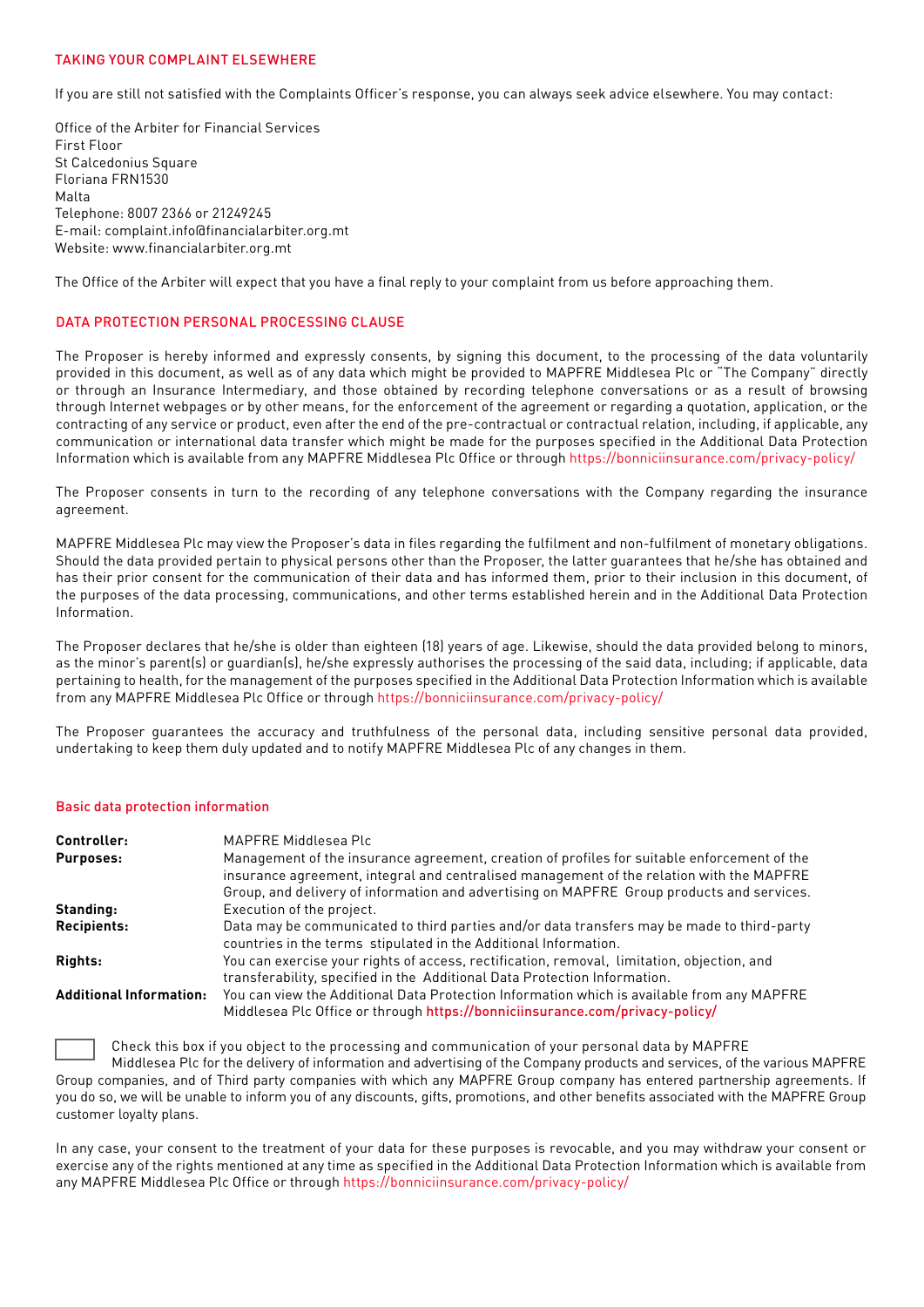## TAKING YOUR COMPLAINT ELSEWHERE

If you are still not satisfied with the Complaints Officer's response, you can always seek advice elsewhere. You may contact:

Office of the Arbiter for Financial Services
First Floor
St Calcedonius Square
Floriana FRN1530
Malta
Telephone: 8007 2366 or 21249245
E-mail: complaint.info@financialarbiter.org.mt
Website: www.financialarbiter.org.mt

The Office of the Arbiter will expect that you have a final reply to your complaint from us before approaching them.

## DATA PROTECTION PERSONAL PROCESSING CLAUSE

The Proposer is hereby informed and expressly consents, by signing this document, to the processing of the data voluntarily provided in this document, as well as of any data which might be provided to MAPFRE Middlesea Plc or "The Company" directly or through an Insurance Intermediary, and those obtained by recording telephone conversations or as a result of browsing through Internet webpages or by other means, for the enforcement of the agreement or regarding a quotation, application, or the contracting of any service or product, even after the end of the pre-contractual or contractual relation, including, if applicable, any communication or international data transfer which might be made for the purposes specified in the Additional Data Protection Information which is available from any MAPFRE Middlesea Plc Office or through https://bonniciinsurance.com/privacy-policy/

The Proposer consents in turn to the recording of any telephone conversations with the Company regarding the insurance agreement.

MAPFRE Middlesea Plc may view the Proposer's data in files regarding the fulfilment and non-fulfilment of monetary obligations. Should the data provided pertain to physical persons other than the Proposer, the latter guarantees that he/she has obtained and has their prior consent for the communication of their data and has informed them, prior to their inclusion in this document, of the purposes of the data processing, communications, and other terms established herein and in the Additional Data Protection Information.

The Proposer declares that he/she is older than eighteen (18) years of age. Likewise, should the data provided belong to minors, as the minor's parent(s) or guardian(s), he/she expressly authorises the processing of the said data, including; if applicable, data pertaining to health, for the management of the purposes specified in the Additional Data Protection Information which is available from any MAPFRE Middlesea Plc Office or through https://bonniciinsurance.com/privacy-policy/

The Proposer guarantees the accuracy and truthfulness of the personal data, including sensitive personal data provided, undertaking to keep them duly updated and to notify MAPFRE Middlesea Plc of any changes in them.

### Basic data protection information

| | |
|---|---|
| **Controller:** | MAPFRE Middlesea Plc |
| **Purposes:** | Management of the insurance agreement, creation of profiles for suitable enforcement of the insurance agreement, integral and centralised management of the relation with the MAPFRE Group, and delivery of information and advertising on MAPFRE Group products and services. |
| **Standing:** | Execution of the project. |
| **Recipients:** | Data may be communicated to third parties and/or data transfers may be made to third-party countries in the terms stipulated in the Additional Information. |
| **Rights:** | You can exercise your rights of access, rectification, removal, limitation, objection, and transferability, specified in the Additional Data Protection Information. |
| **Additional Information:** | You can view the Additional Data Protection Information which is available from any MAPFRE Middlesea Plc Office or through **https://bonniciinsurance.com/privacy-policy/** |

☐ Check this box if you object to the processing and communication of your personal data by MAPFRE Middlesea Plc for the delivery of information and advertising of the Company products and services, of the various MAPFRE Group companies, and of Third party companies with which any MAPFRE Group company has entered partnership agreements. If you do so, we will be unable to inform you of any discounts, gifts, promotions, and other benefits associated with the MAPFRE Group customer loyalty plans.

In any case, your consent to the treatment of your data for these purposes is revocable, and you may withdraw your consent or exercise any of the rights mentioned at any time as specified in the Additional Data Protection Information which is available from any MAPFRE Middlesea Plc Office or through https://bonniciinsurance.com/privacy-policy/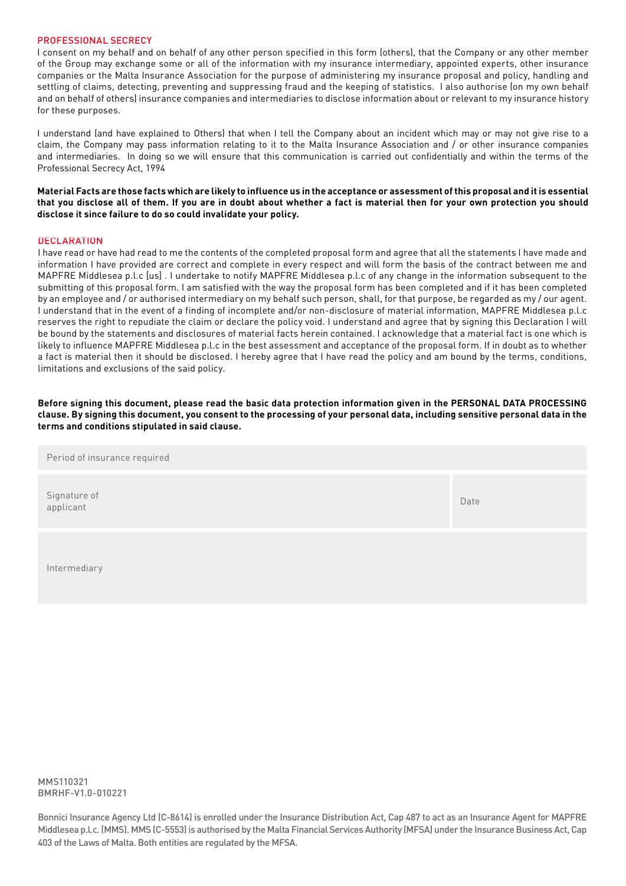## PROFESSIONAL SECRECY

I consent on my behalf and on behalf of any other person specified in this form (others), that the Company or any other member of the Group may exchange some or all of the information with my insurance intermediary, appointed experts, other insurance companies or the Malta Insurance Association for the purpose of administering my insurance proposal and policy, handling and settling of claims, detecting, preventing and suppressing fraud and the keeping of statistics. I also authorise (on my own behalf and on behalf of others) insurance companies and intermediaries to disclose information about or relevant to my insurance history for these purposes.

I understand (and have explained to Others) that when I tell the Company about an incident which may or may not give rise to a claim, the Company may pass information relating to it to the Malta Insurance Association and / or other insurance companies and intermediaries. In doing so we will ensure that this communication is carried out confidentially and within the terms of the Professional Secrecy Act, 1994

**Material Facts are those facts which are likely to influence us in the acceptance or assessment of this proposal and it is essential that you disclose all of them. If you are in doubt about whether a fact is material then for your own protection you should disclose it since failure to do so could invalidate your policy.**

## DECLARATION

I have read or have had read to me the contents of the completed proposal form and agree that all the statements I have made and information I have provided are correct and complete in every respect and will form the basis of the contract between me and MAPFRE Middlesea p.l.c [us] . I undertake to notify MAPFRE Middlesea p.l.c of any change in the information subsequent to the submitting of this proposal form. I am satisfied with the way the proposal form has been completed and if it has been completed by an employee and / or authorised intermediary on my behalf such person, shall, for that purpose, be regarded as my / our agent. I understand that in the event of a finding of incomplete and/or non-disclosure of material information, MAPFRE Middlesea p.l.c reserves the right to repudiate the claim or declare the policy void. I understand and agree that by signing this Declaration I will be bound by the statements and disclosures of material facts herein contained. I acknowledge that a material fact is one which is likely to influence MAPFRE Middlesea p.l.c in the best assessment and acceptance of the proposal form. If in doubt as to whether a fact is material then it should be disclosed. I hereby agree that I have read the policy and am bound by the terms, conditions, limitations and exclusions of the said policy.

**Before signing this document, please read the basic data protection information given in the PERSONAL DATA PROCESSING clause. By signing this document, you consent to the processing of your personal data, including sensitive personal data in the terms and conditions stipulated in said clause.**

| | |
|---|---|
| Period of insurance required | |
| Signature of applicant | Date |
| Intermediary | |

MMS110321
BMRHF-V1.0-010221

Bonnici Insurance Agency Ltd (C-8614) is enrolled under the Insurance Distribution Act, Cap 487 to act as an Insurance Agent for MAPFRE Middlesea p.l.c. (MMS). MMS (C-5553) is authorised by the Malta Financial Services Authority (MFSA) under the Insurance Business Act, Cap 403 of the Laws of Malta. Both entities are regulated by the MFSA.